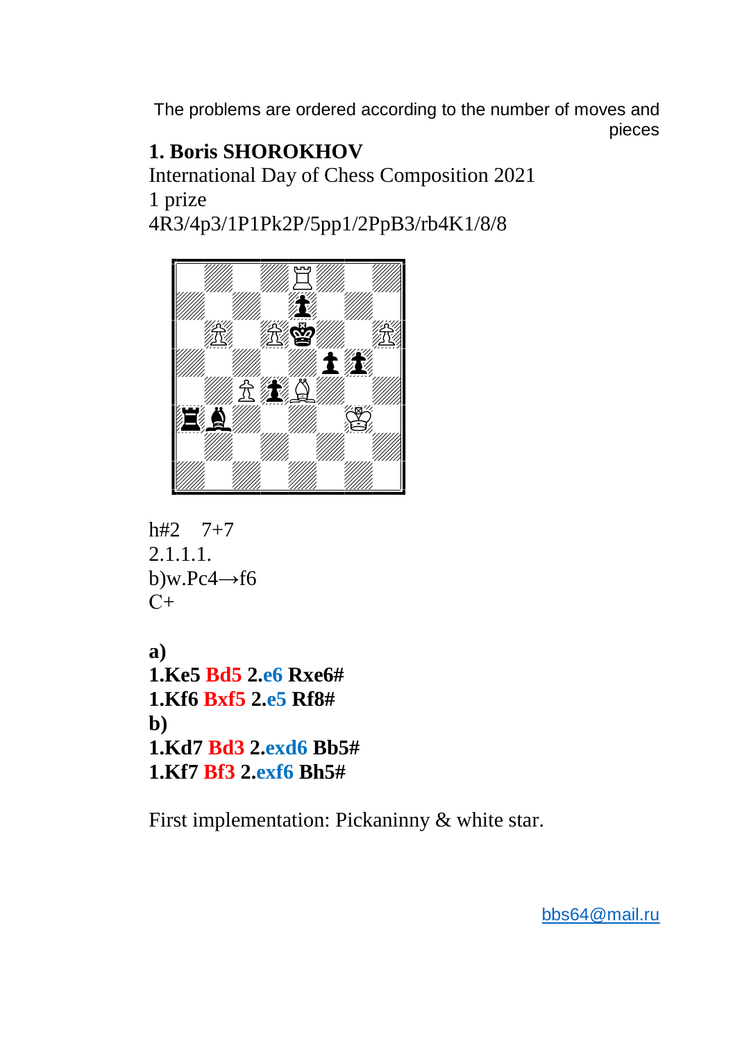The problems are ordered according to the number of moves and pieces

## 1. Boris SHOROKHOV

International Day of Chess Composition 2021
1 prize
4R3/4p3/1P1Pk2P/5pp1/2PpB3/rb4K1/8/8

h#2 7+7
2.1.1.1.
b)w.Pc4→f6
C+

**a)**
**1.Ke5 Bd5 2.e6 Rxe6#**
**1.Kf6 Bxf5 2.e5 Rf8#**
**b)**
**1.Kd7 Bd3 2.exd6 Bb5#**
**1.Kf7 Bf3 2.exf6 Bh5#**

First implementation: Pickaninny & white star.

bbs64@mail.ru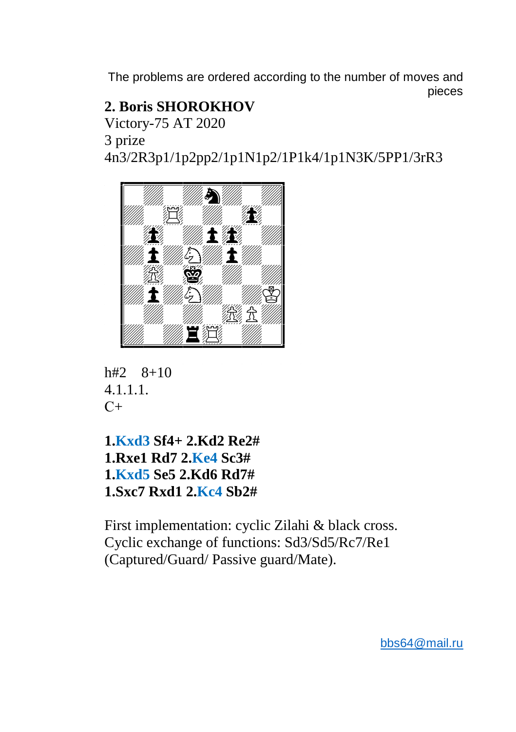The problems are ordered according to the number of moves and pieces

**2. Boris SHOROKHOV**

Victory-75 AT 2020

3 prize

4n3/2R3p1/1p2pp2/1p1N1p2/1P1k4/1p1N3K/5PP1/3rR3

h#2 8+10

4.1.1.1.

C+

**1.Kxd3 Sf4+ 2.Kd2 Re2#**

**1.Rxe1 Rd7 2.Ke4 Sc3#**

**1.Kxd5 Se5 2.Kd6 Rd7#**

**1.Sxc7 Rxd1 2.Kc4 Sb2#**

First implementation: cyclic Zilahi & black cross.
Cyclic exchange of functions: Sd3/Sd5/Rc7/Re1 (Captured/Guard/ Passive guard/Mate).

bbs64@mail.ru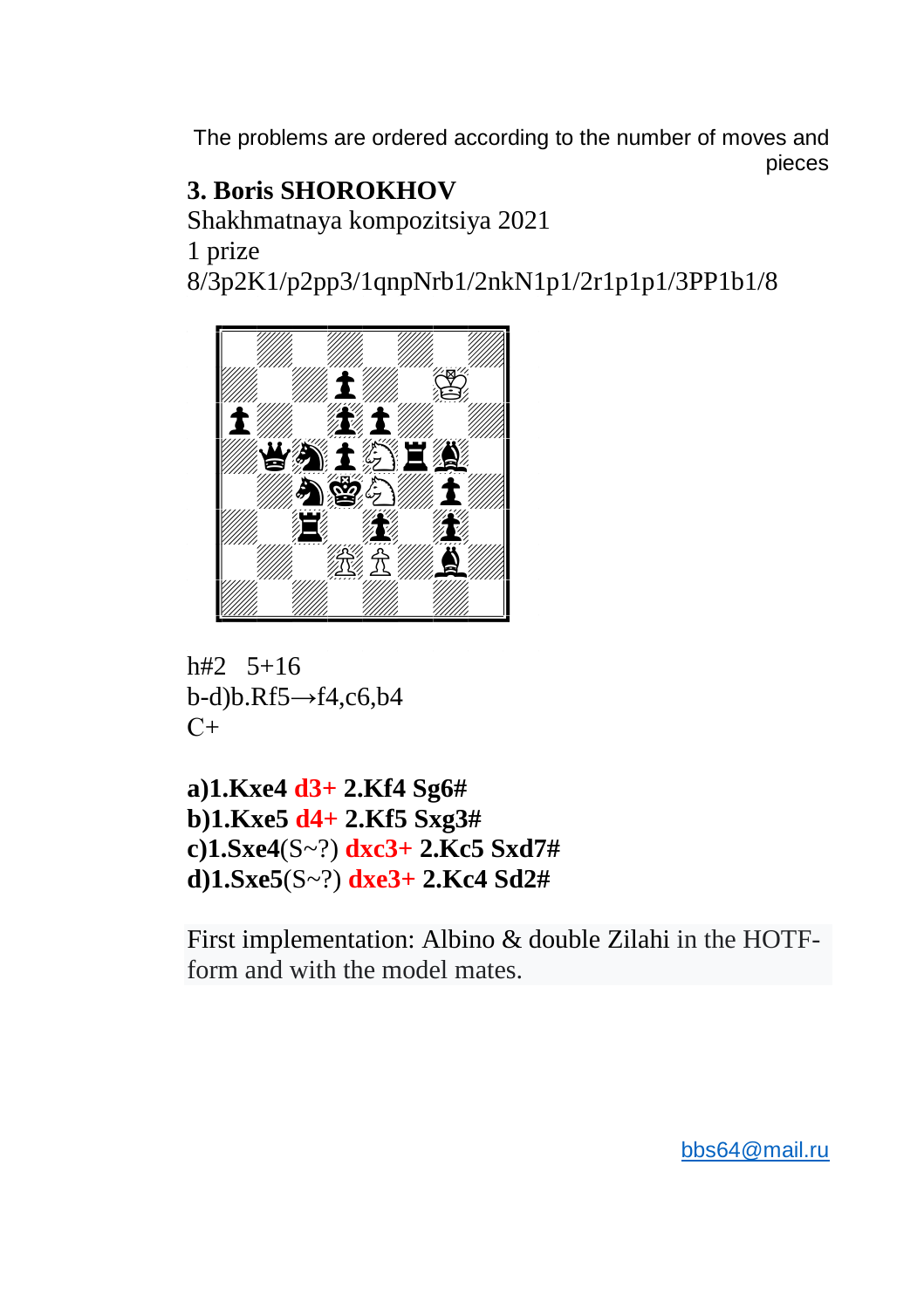The problems are ordered according to the number of moves and pieces

**3. Boris SHOROKHOV**
Shakhmatnaya kompozitsiya 2021
1 prize
8/3p2K1/p2pp3/1qnpNrb1/2nkN1p1/2r1p1p1/3PP1b1/8

h#2 5+16
b-d)b.Rf5→f4,c6,b4
C+

**a)1.Kxe4 d3+ 2.Kf4 Sg6#**
**b)1.Kxe5 d4+ 2.Kf5 Sxg3#**
**c)1.Sxe4**(S~?) **dxc3+ 2.Kc5 Sxd7#**
**d)1.Sxe5**(S~?) **dxe3+ 2.Kc4 Sd2#**

First implementation: Albino & double Zilahi in the HOTF-form and with the model mates.

bbs64@mail.ru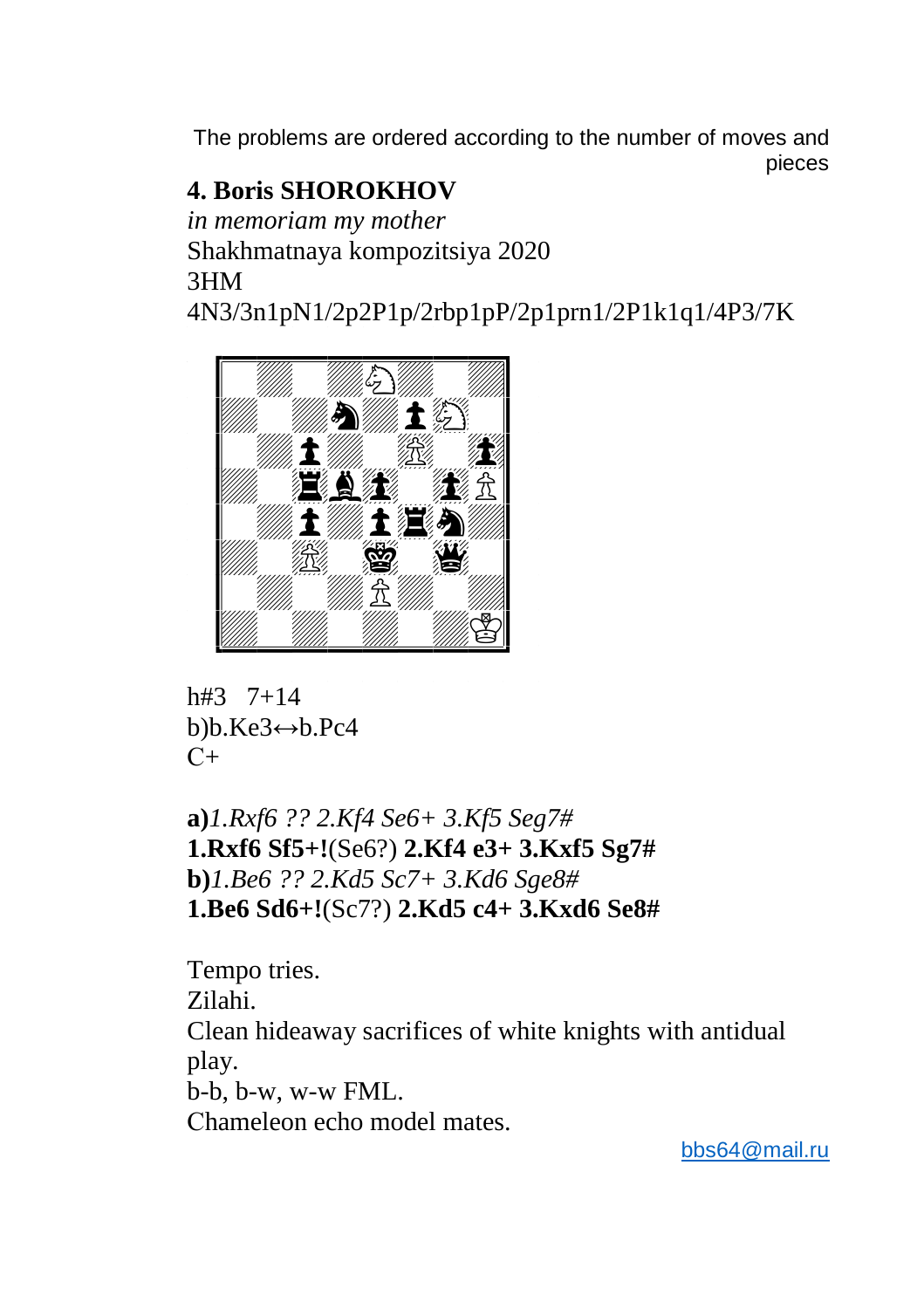The problems are ordered according to the number of moves and pieces

**4. Boris SHOROKHOV**

*in memoriam my mother*

Shakhmatnaya kompozitsiya 2020

3HM

4N3/3n1pN1/2p2P1p/2rbp1pP/2p1prn1/2P1k1q1/4P3/7K

h#3 7+14

b)b.Ke3↔b.Pc4

C+

**a)***1.Rxf6 ?? 2.Kf4 Se6+ 3.Kf5 Seg7#*
**1.Rxf6 Sf5+!**(Se6?) **2.Kf4 e3+ 3.Kxf5 Sg7#**
**b)***1.Be6 ?? 2.Kd5 Sc7+ 3.Kd6 Sge8#*
**1.Be6 Sd6+!**(Sc7?) **2.Kd5 c4+ 3.Kxd6 Se8#**

Tempo tries.
Zilahi.
Clean hideaway sacrifices of white knights with antidual play.
b-b, b-w, w-w FML.
Chameleon echo model mates.

bbs64@mail.ru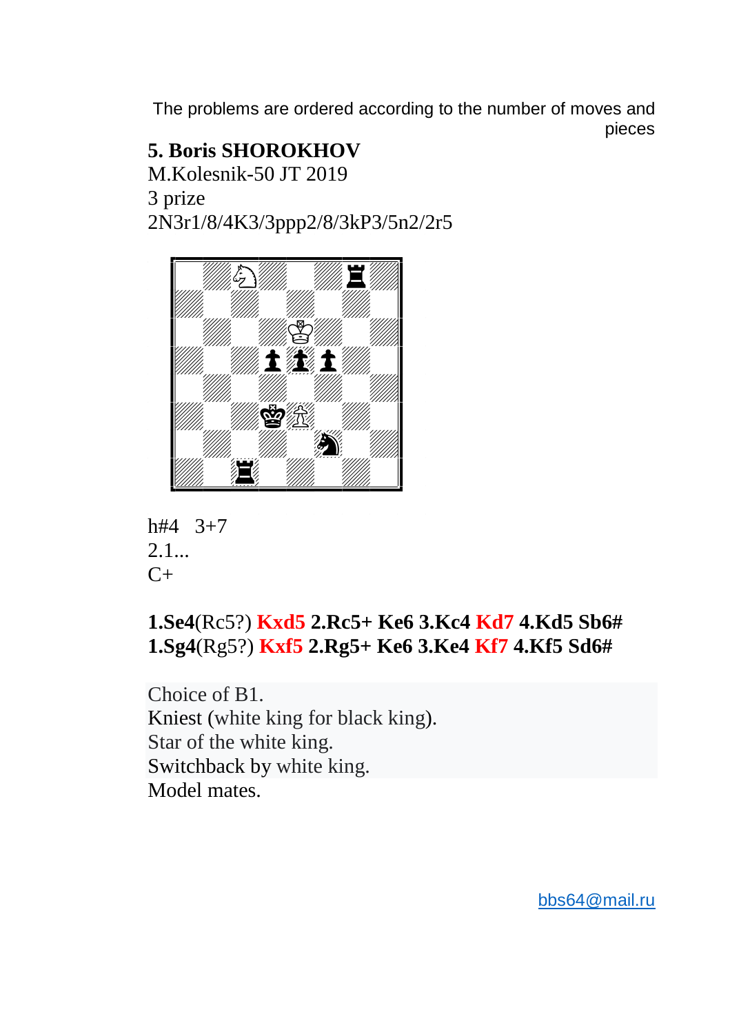The problems are ordered according to the number of moves and pieces

**5. Boris SHOROKHOV**

M.Kolesnik-50 JT 2019

3 prize

2N3r1/8/4K3/3ppp2/8/3kP3/5n2/2r5

h#4 3+7

2.1...

C+

**1.Se4**(Rc5?) **Kxd5 2.Rc5+ Ke6 3.Kc4 Kd7 4.Kd5 Sb6#**
**1.Sg4**(Rg5?) **Kxf5 2.Rg5+ Ke6 3.Ke4 Kf7 4.Kf5 Sd6#**

Choice of B1.
Kniest (white king for black king).
Star of the white king.
Switchback by white king.
Model mates.

bbs64@mail.ru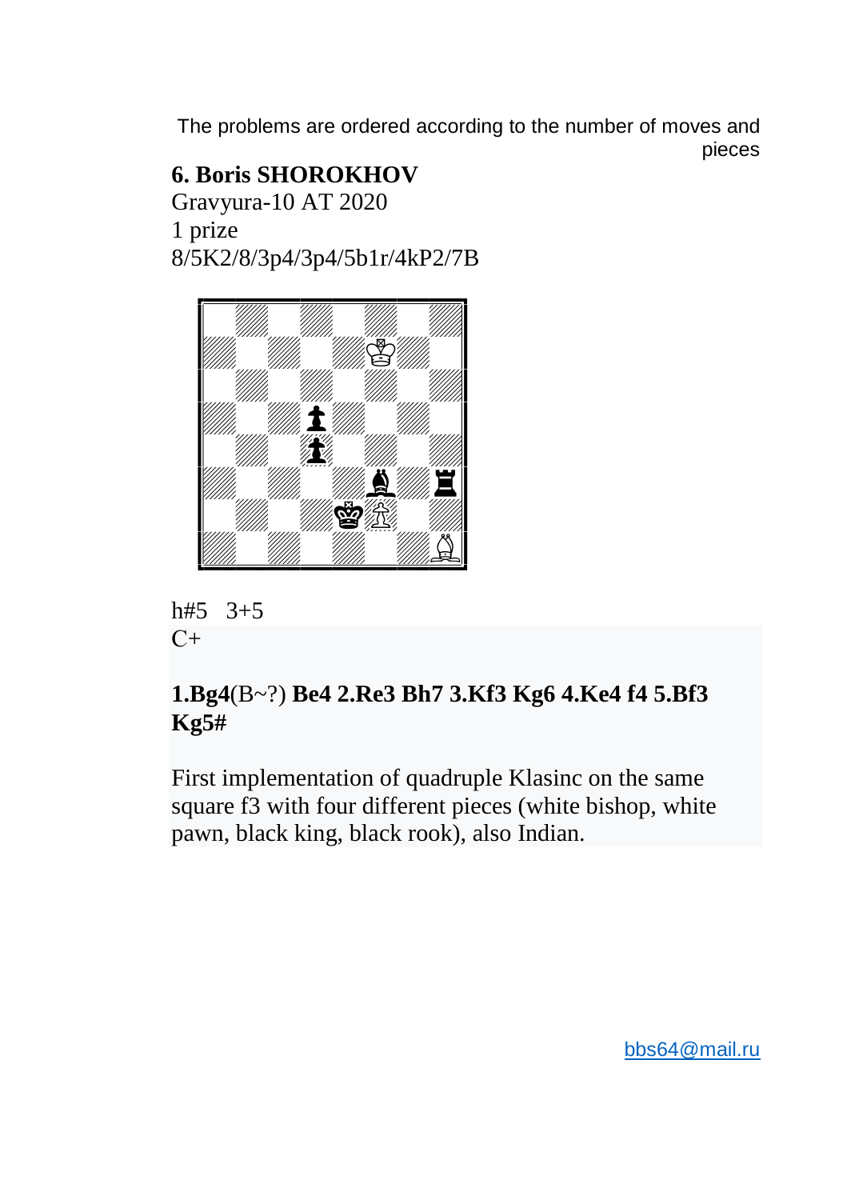The problems are ordered according to the number of moves and pieces

**6. Boris SHOROKHOV**

Gravyura-10 AT 2020

1 prize

8/5K2/8/3p4/3p4/5b1r/4kP2/7B

h#5   3+5

C+

**1.Bg4**(B~?) **Be4 2.Re3 Bh7 3.Kf3 Kg6 4.Ke4 f4 5.Bf3 Kg5#**

First implementation of quadruple Klasinc on the same square f3 with four different pieces (white bishop, white pawn, black king, black rook), also Indian.

bbs64@mail.ru